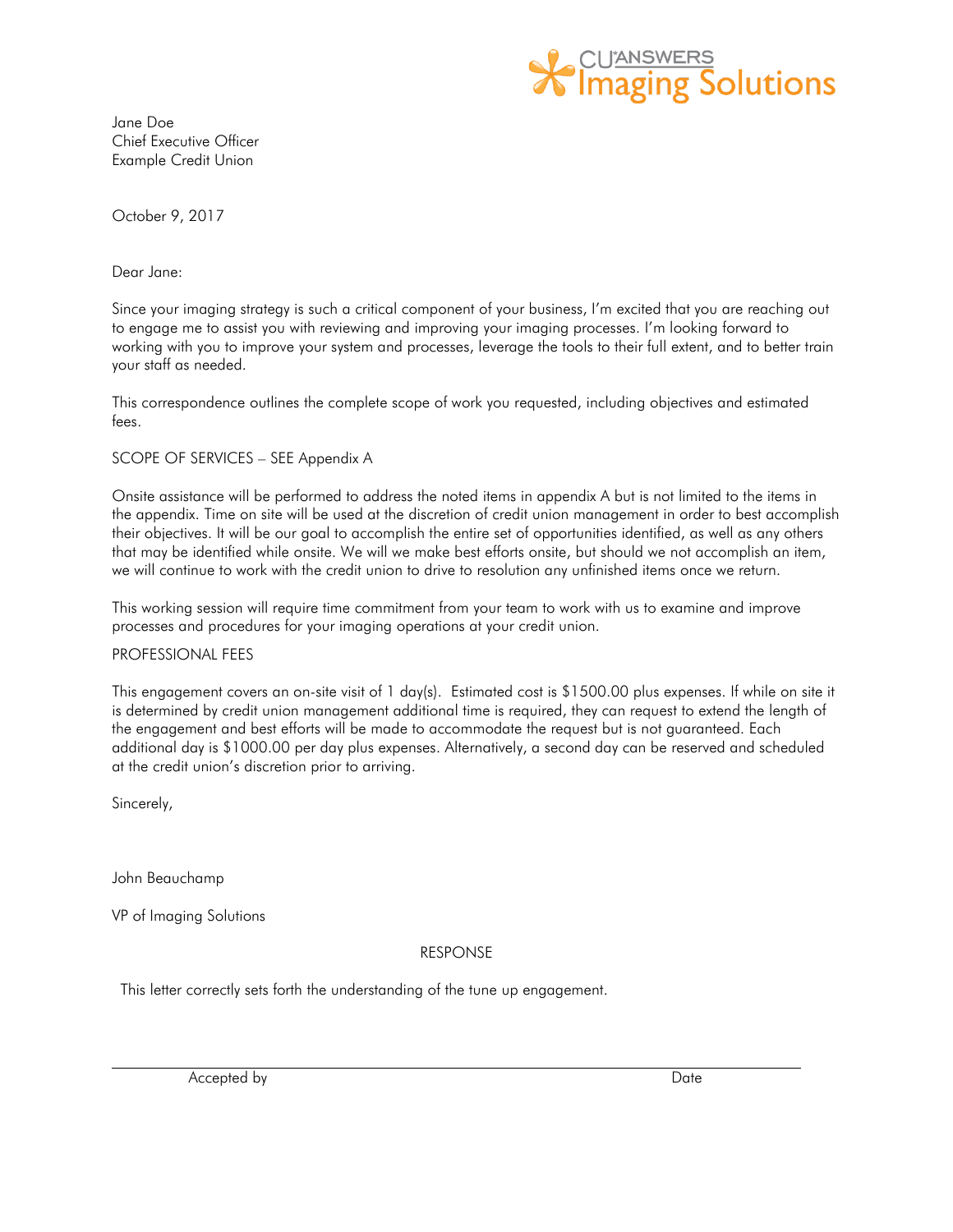CU*ANSWERS Imaging Solutions

Jane Doe
Chief Executive Officer
Example Credit Union

October 9, 2017

Dear Jane:

Since your imaging strategy is such a critical component of your business, I'm excited that you are reaching out to engage me to assist you with reviewing and improving your imaging processes. I'm looking forward to working with you to improve your system and processes, leverage the tools to their full extent, and to better train your staff as needed.

This correspondence outlines the complete scope of work you requested, including objectives and estimated fees.

SCOPE OF SERVICES – SEE Appendix A

Onsite assistance will be performed to address the noted items in appendix A but is not limited to the items in the appendix. Time on site will be used at the discretion of credit union management in order to best accomplish their objectives. It will be our goal to accomplish the entire set of opportunities identified, as well as any others that may be identified while onsite. We will we make best efforts onsite, but should we not accomplish an item, we will continue to work with the credit union to drive to resolution any unfinished items once we return.

This working session will require time commitment from your team to work with us to examine and improve processes and procedures for your imaging operations at your credit union.

PROFESSIONAL FEES

This engagement covers an on-site visit of 1 day(s). Estimated cost is $1500.00 plus expenses. If while on site it is determined by credit union management additional time is required, they can request to extend the length of the engagement and best efforts will be made to accommodate the request but is not guaranteed. Each additional day is $1000.00 per day plus expenses. Alternatively, a second day can be reserved and scheduled at the credit union's discretion prior to arriving.

Sincerely,

John Beauchamp

VP of Imaging Solutions

RESPONSE

This letter correctly sets forth the understanding of the tune up engagement.

\_\_\_\_\_\_\_\_\_\_\_\_\_\_\_\_\_\_\_\_\_\_\_\_\_\_\_\_\_\_\_\_\_\_\_\_\_\_\_\_\_\_\_\_\_\_\_\_\_\_\_\_\_\_\_\_\_\_\_\_\_\_\_\_

Accepted by                                                                                    Date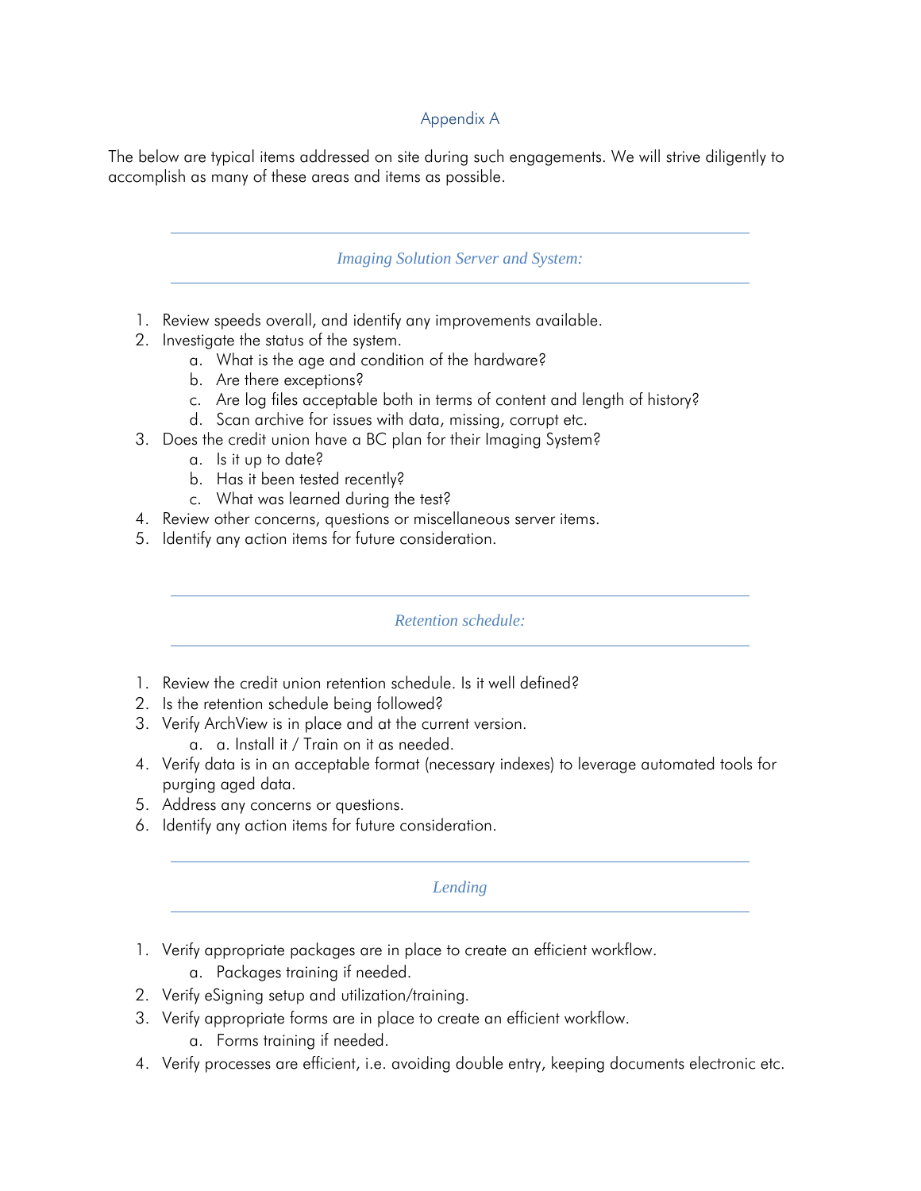# Appendix A

The below are typical items addressed on site during such engagements. We will strive diligently to accomplish as many of these areas and items as possible.

## *Imaging Solution Server and System:*

1. Review speeds overall, and identify any improvements available.
2. Investigate the status of the system.
    a. What is the age and condition of the hardware?
    b. Are there exceptions?
    c. Are log files acceptable both in terms of content and length of history?
    d. Scan archive for issues with data, missing, corrupt etc.
3. Does the credit union have a BC plan for their Imaging System?
    a. Is it up to date?
    b. Has it been tested recently?
    c. What was learned during the test?
4. Review other concerns, questions or miscellaneous server items.
5. Identify any action items for future consideration.

## *Retention schedule:*

1. Review the credit union retention schedule. Is it well defined?
2. Is the retention schedule being followed?
3. Verify ArchView is in place and at the current version.
    a. a. Install it / Train on it as needed.
4. Verify data is in an acceptable format (necessary indexes) to leverage automated tools for purging aged data.
5. Address any concerns or questions.
6. Identify any action items for future consideration.

## *Lending*

1. Verify appropriate packages are in place to create an efficient workflow.
    a. Packages training if needed.
2. Verify eSigning setup and utilization/training.
3. Verify appropriate forms are in place to create an efficient workflow.
    a. Forms training if needed.
4. Verify processes are efficient, i.e. avoiding double entry, keeping documents electronic etc.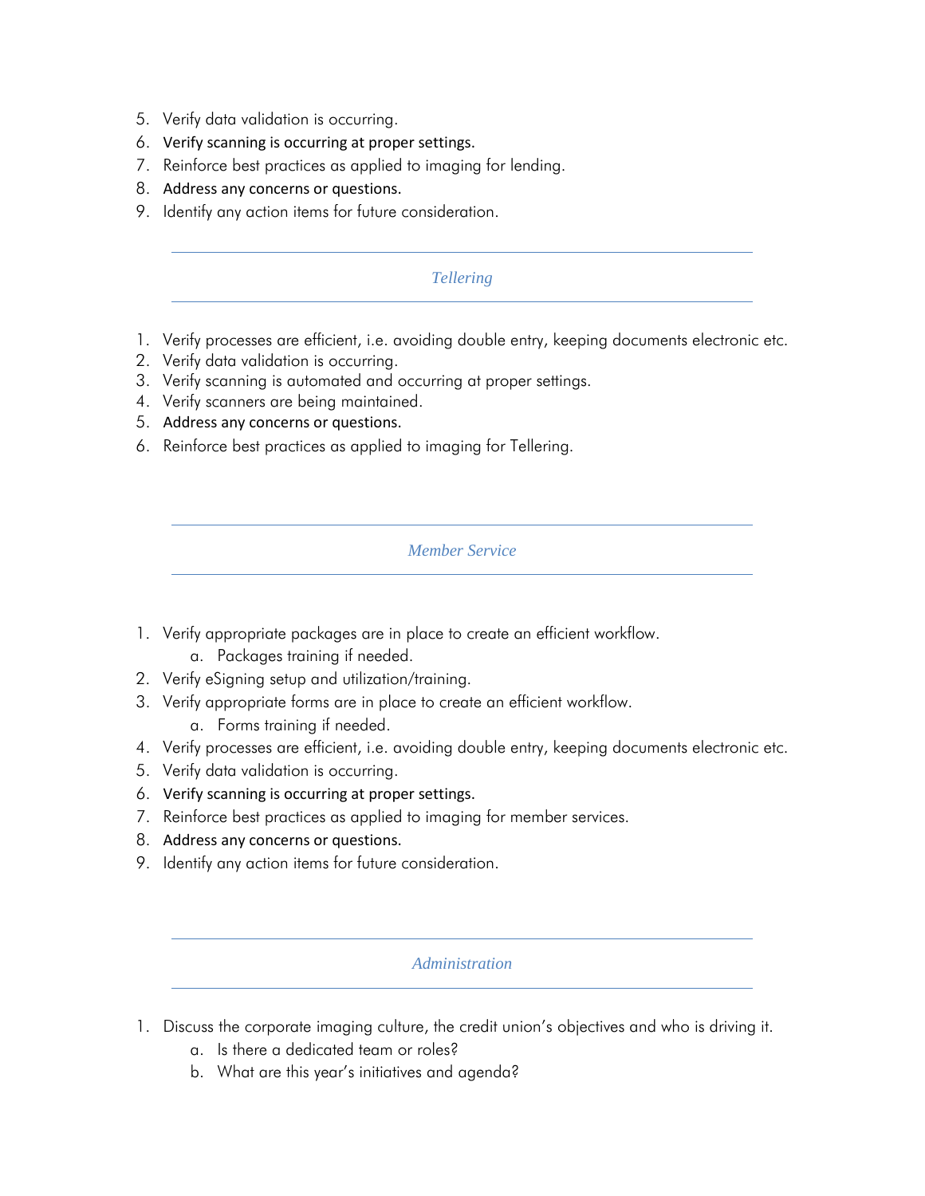5. Verify data validation is occurring.
6. Verify scanning is occurring at proper settings.
7. Reinforce best practices as applied to imaging for lending.
8. Address any concerns or questions.
9. Identify any action items for future consideration.

---

## *Tellering*

---

1. Verify processes are efficient, i.e. avoiding double entry, keeping documents electronic etc.
2. Verify data validation is occurring.
3. Verify scanning is automated and occurring at proper settings.
4. Verify scanners are being maintained.
5. Address any concerns or questions.
6. Reinforce best practices as applied to imaging for Tellering.

---

## *Member Service*

---

1. Verify appropriate packages are in place to create an efficient workflow.
    a. Packages training if needed.
2. Verify eSigning setup and utilization/training.
3. Verify appropriate forms are in place to create an efficient workflow.
    a. Forms training if needed.
4. Verify processes are efficient, i.e. avoiding double entry, keeping documents electronic etc.
5. Verify data validation is occurring.
6. Verify scanning is occurring at proper settings.
7. Reinforce best practices as applied to imaging for member services.
8. Address any concerns or questions.
9. Identify any action items for future consideration.

---

## *Administration*

---

1. Discuss the corporate imaging culture, the credit union's objectives and who is driving it.
    a. Is there a dedicated team or roles?
    b. What are this year's initiatives and agenda?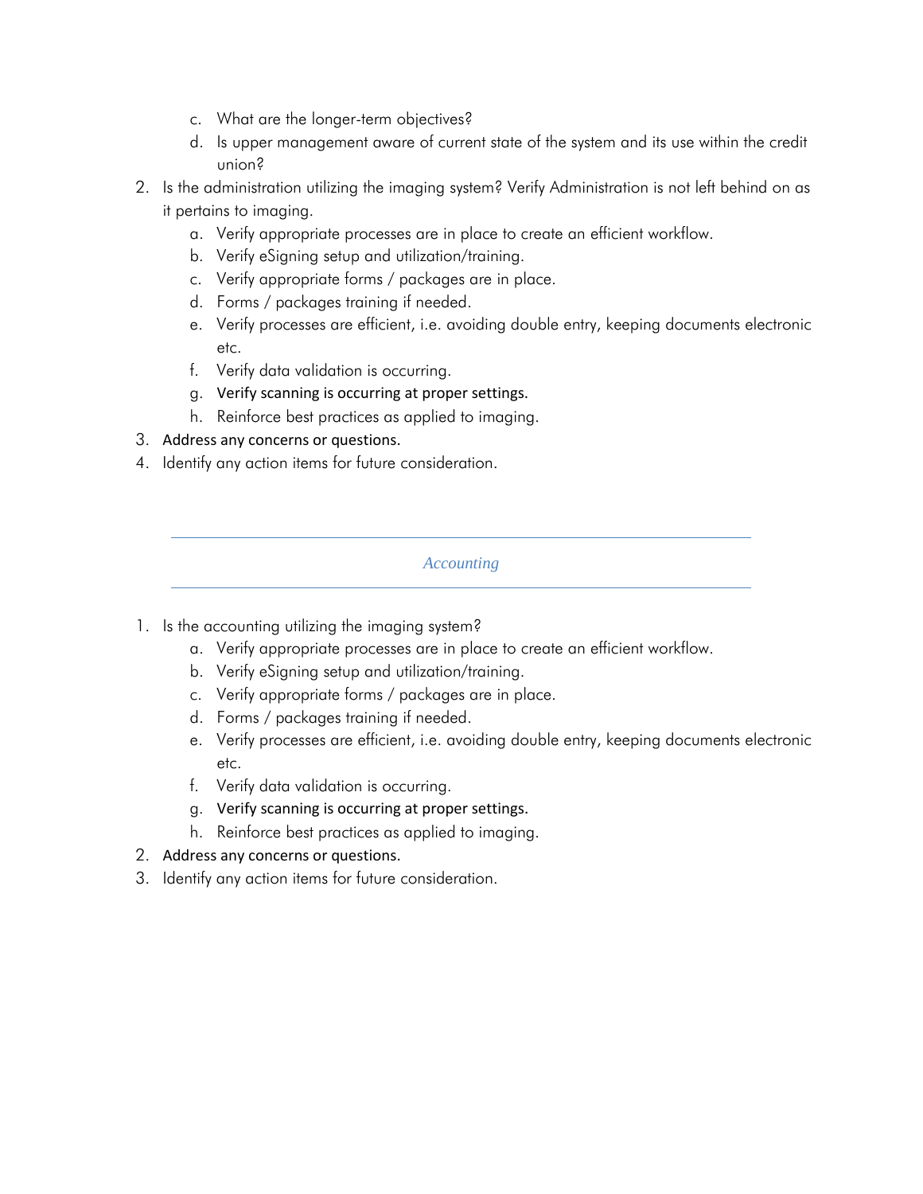c. What are the longer-term objectives?
   d. Is upper management aware of current state of the system and its use within the credit union?
2. Is the administration utilizing the imaging system? Verify Administration is not left behind on as it pertains to imaging.
   a. Verify appropriate processes are in place to create an efficient workflow.
   b. Verify eSigning setup and utilization/training.
   c. Verify appropriate forms / packages are in place.
   d. Forms / packages training if needed.
   e. Verify processes are efficient, i.e. avoiding double entry, keeping documents electronic etc.
   f. Verify data validation is occurring.
   g. Verify scanning is occurring at proper settings.
   h. Reinforce best practices as applied to imaging.
3. Address any concerns or questions.
4. Identify any action items for future consideration.

## *Accounting*

1. Is the accounting utilizing the imaging system?
   a. Verify appropriate processes are in place to create an efficient workflow.
   b. Verify eSigning setup and utilization/training.
   c. Verify appropriate forms / packages are in place.
   d. Forms / packages training if needed.
   e. Verify processes are efficient, i.e. avoiding double entry, keeping documents electronic etc.
   f. Verify data validation is occurring.
   g. Verify scanning is occurring at proper settings.
   h. Reinforce best practices as applied to imaging.
2. Address any concerns or questions.
3. Identify any action items for future consideration.